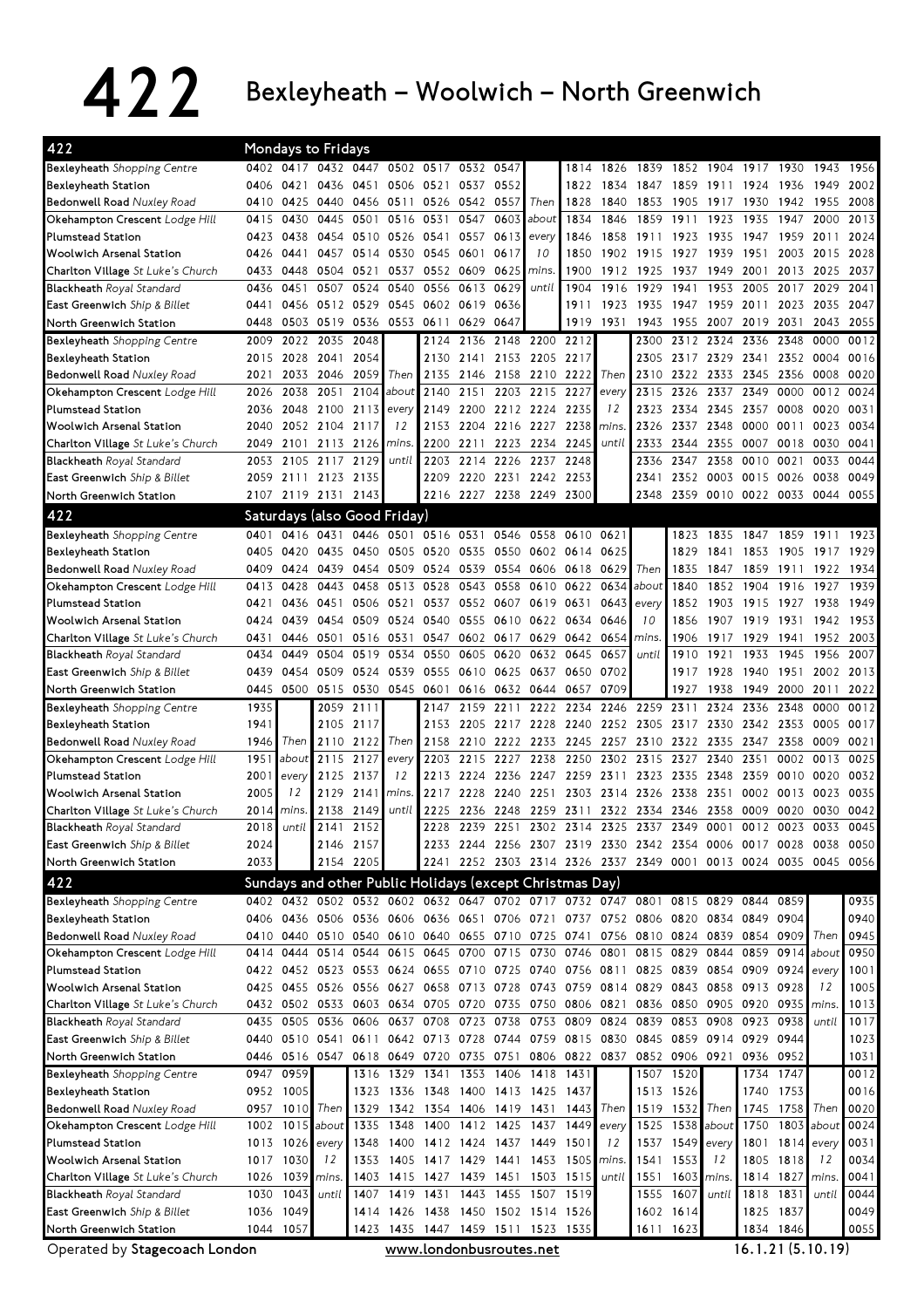# 422 Bexleyheath – Woolwich – North Greenwich

## Mondays to Fridays

| 422 | | | | | | | | | | | | | | | | | | |
|---|---|---|---|---|---|---|---|---|---|---|---|---|---|---|---|---|---|---|
| **Bexleyheath** *Shopping Centre* | 0402 | 0417 | 0432 | 0447 | 0502 | 0517 | 0532 | 0547 | | 1814 | 1826 | 1839 | 1852 | 1904 | 1917 | 1930 | 1943 | 1956 |
| **Bexleyheath Station** | 0406 | 0421 | 0436 | 0451 | 0506 | 0521 | 0537 | 0552 | | 1822 | 1834 | 1847 | 1859 | 1911 | 1924 | 1936 | 1949 | 2002 |
| **Bedonwell Road** *Nuxley Road* | 0410 | 0425 | 0440 | 0456 | 0511 | 0526 | 0542 | 0557 | Then | 1828 | 1840 | 1853 | 1905 | 1917 | 1930 | 1942 | 1955 | 2008 |
| **Okehampton Crescent** *Lodge Hill* | 0415 | 0430 | 0445 | 0501 | 0516 | 0531 | 0547 | 0603 | about | 1834 | 1846 | 1859 | 1911 | 1923 | 1935 | 1947 | 2000 | 2013 |
| **Plumstead Station** | 0423 | 0438 | 0454 | 0510 | 0526 | 0541 | 0557 | 0613 | every | 1846 | 1858 | 1911 | 1923 | 1935 | 1947 | 1959 | 2011 | 2024 |
| **Woolwich Arsenal Station** | 0426 | 0441 | 0457 | 0514 | 0530 | 0545 | 0601 | 0617 | 10 | 1850 | 1902 | 1915 | 1927 | 1939 | 1951 | 2003 | 2015 | 2028 |
| **Charlton Village** *St Luke's Church* | 0433 | 0448 | 0504 | 0521 | 0537 | 0552 | 0609 | 0625 | mins. | 1900 | 1912 | 1925 | 1937 | 1949 | 2001 | 2013 | 2025 | 2037 |
| **Blackheath** *Royal Standard* | 0436 | 0451 | 0507 | 0524 | 0540 | 0556 | 0613 | 0629 | until | 1904 | 1916 | 1929 | 1941 | 1953 | 2005 | 2017 | 2029 | 2041 |
| **East Greenwich** *Ship & Billet* | 0441 | 0456 | 0512 | 0529 | 0545 | 0602 | 0619 | 0636 | | 1911 | 1923 | 1935 | 1947 | 1959 | 2011 | 2023 | 2035 | 2047 |
| **North Greenwich Station** | 0448 | 0503 | 0519 | 0536 | 0553 | 0611 | 0629 | 0647 | | 1919 | 1931 | 1943 | 1955 | 2007 | 2019 | 2031 | 2043 | 2055 |

| 422 | | | | | | | | | | | | | | | | | | |
|---|---|---|---|---|---|---|---|---|---|---|---|---|---|---|---|---|---|---|
| **Bexleyheath** *Shopping Centre* | 2009 | 2022 | 2035 | 2048 | | 2124 | 2136 | 2148 | 2200 | 2212 | | 2300 | 2312 | 2324 | 2336 | 2348 | 0000 | 0012 |
| **Bexleyheath Station** | 2015 | 2028 | 2041 | 2054 | | 2130 | 2141 | 2153 | 2205 | 2217 | | 2305 | 2317 | 2329 | 2341 | 2352 | 0004 | 0016 |
| **Bedonwell Road** *Nuxley Road* | 2021 | 2033 | 2046 | 2059 | Then | 2135 | 2146 | 2158 | 2210 | 2222 | Then | 2310 | 2322 | 2333 | 2345 | 2356 | 0008 | 0020 |
| **Okehampton Crescent** *Lodge Hill* | 2026 | 2038 | 2051 | 2104 | about | 2140 | 2151 | 2203 | 2215 | 2227 | every | 2315 | 2326 | 2337 | 2349 | 0000 | 0012 | 0024 |
| **Plumstead Station** | 2036 | 2048 | 2100 | 2113 | every | 2149 | 2200 | 2212 | 2224 | 2235 | 12 | 2323 | 2334 | 2345 | 2357 | 0008 | 0020 | 0031 |
| **Woolwich Arsenal Station** | 2040 | 2052 | 2104 | 2117 | 12 | 2153 | 2204 | 2216 | 2227 | 2238 | mins. | 2326 | 2337 | 2348 | 0000 | 0011 | 0023 | 0034 |
| **Charlton Village** *St Luke's Church* | 2049 | 2101 | 2113 | 2126 | mins. | 2200 | 2211 | 2223 | 2234 | 2245 | until | 2333 | 2344 | 2355 | 0007 | 0018 | 0030 | 0041 |
| **Blackheath** *Royal Standard* | 2053 | 2105 | 2117 | 2129 | until | 2203 | 2214 | 2226 | 2237 | 2248 | | 2336 | 2347 | 2358 | 0010 | 0021 | 0033 | 0044 |
| **East Greenwich** *Ship & Billet* | 2059 | 2111 | 2123 | 2135 | | 2209 | 2220 | 2231 | 2242 | 2253 | | 2341 | 2352 | 0003 | 0015 | 0026 | 0038 | 0049 |
| **North Greenwich Station** | 2107 | 2119 | 2131 | 2143 | | 2216 | 2227 | 2238 | 2249 | 2300 | | 2348 | 2359 | 0010 | 0022 | 0033 | 0044 | 0055 |

## Saturdays (also Good Friday)

| 422 | | | | | | | | | | | | | | | | | | |
|---|---|---|---|---|---|---|---|---|---|---|---|---|---|---|---|---|---|---|
| **Bexleyheath** *Shopping Centre* | 0401 | 0416 | 0431 | 0446 | 0501 | 0516 | 0531 | 0546 | 0558 | 0610 | 0621 | | 1823 | 1835 | 1847 | 1859 | 1911 | 1923 |
| **Bexleyheath Station** | 0405 | 0420 | 0435 | 0450 | 0505 | 0520 | 0535 | 0550 | 0602 | 0614 | 0625 | | 1829 | 1841 | 1853 | 1905 | 1917 | 1929 |
| **Bedonwell Road** *Nuxley Road* | 0409 | 0424 | 0439 | 0454 | 0509 | 0524 | 0539 | 0554 | 0606 | 0618 | 0629 | Then | 1835 | 1847 | 1859 | 1911 | 1922 | 1934 |
| **Okehampton Crescent** *Lodge Hill* | 0413 | 0428 | 0443 | 0458 | 0513 | 0528 | 0543 | 0558 | 0610 | 0622 | 0634 | about | 1840 | 1852 | 1904 | 1916 | 1927 | 1939 |
| **Plumstead Station** | 0421 | 0436 | 0451 | 0506 | 0521 | 0537 | 0552 | 0607 | 0619 | 0631 | 0643 | every | 1852 | 1903 | 1915 | 1927 | 1938 | 1949 |
| **Woolwich Arsenal Station** | 0424 | 0439 | 0454 | 0509 | 0524 | 0540 | 0555 | 0610 | 0622 | 0634 | 0646 | 10 | 1856 | 1907 | 1919 | 1931 | 1942 | 1953 |
| **Charlton Village** *St Luke's Church* | 0431 | 0446 | 0501 | 0516 | 0531 | 0547 | 0602 | 0617 | 0629 | 0642 | 0654 | mins. | 1906 | 1917 | 1929 | 1941 | 1952 | 2003 |
| **Blackheath** *Royal Standard* | 0434 | 0449 | 0504 | 0519 | 0534 | 0550 | 0605 | 0620 | 0632 | 0645 | 0657 | until | 1910 | 1921 | 1933 | 1945 | 1956 | 2007 |
| **East Greenwich** *Ship & Billet* | 0439 | 0454 | 0509 | 0524 | 0539 | 0555 | 0610 | 0625 | 0637 | 0650 | 0702 | | 1917 | 1928 | 1940 | 1951 | 2002 | 2013 |
| **North Greenwich Station** | 0445 | 0500 | 0515 | 0530 | 0545 | 0601 | 0616 | 0632 | 0644 | 0657 | 0709 | | 1927 | 1938 | 1949 | 2000 | 2011 | 2022 |

| 422 | | | | | | | | | | | | | | | | | | |
|---|---|---|---|---|---|---|---|---|---|---|---|---|---|---|---|---|---|---|
| **Bexleyheath** *Shopping Centre* | 1935 | | 2059 | 2111 | | 2147 | 2159 | 2211 | 2222 | 2234 | 2246 | 2259 | 2311 | 2324 | 2336 | 2348 | 0000 | 0012 |
| **Bexleyheath Station** | 1941 | | 2105 | 2117 | | 2153 | 2205 | 2217 | 2228 | 2240 | 2252 | 2305 | 2317 | 2330 | 2342 | 2353 | 0005 | 0017 |
| **Bedonwell Road** *Nuxley Road* | 1946 | Then | 2110 | 2122 | Then | 2158 | 2210 | 2222 | 2233 | 2245 | 2257 | 2310 | 2322 | 2335 | 2347 | 2358 | 0009 | 0021 |
| **Okehampton Crescent** *Lodge Hill* | 1951 | about | 2115 | 2127 | every | 2203 | 2215 | 2227 | 2238 | 2250 | 2302 | 2315 | 2327 | 2340 | 2351 | 0002 | 0013 | 0025 |
| **Plumstead Station** | 2001 | every | 2125 | 2137 | 12 | 2213 | 2224 | 2236 | 2247 | 2259 | 2311 | 2323 | 2335 | 2348 | 2359 | 0010 | 0020 | 0032 |
| **Woolwich Arsenal Station** | 2005 | 12 | 2129 | 2141 | mins. | 2217 | 2228 | 2240 | 2251 | 2303 | 2314 | 2326 | 2338 | 2351 | 0002 | 0013 | 0023 | 0035 |
| **Charlton Village** *St Luke's Church* | 2014 | mins. | 2138 | 2149 | until | 2225 | 2236 | 2248 | 2259 | 2311 | 2322 | 2334 | 2346 | 2358 | 0009 | 0020 | 0030 | 0042 |
| **Blackheath** *Royal Standard* | 2018 | until | 2141 | 2152 | | 2228 | 2239 | 2251 | 2302 | 2314 | 2325 | 2337 | 2349 | 0001 | 0012 | 0023 | 0033 | 0045 |
| **East Greenwich** *Ship & Billet* | 2024 | | 2146 | 2157 | | 2233 | 2244 | 2256 | 2307 | 2319 | 2330 | 2342 | 2354 | 0006 | 0017 | 0028 | 0038 | 0050 |
| **North Greenwich Station** | 2033 | | 2154 | 2205 | | 2241 | 2252 | 2303 | 2314 | 2326 | 2337 | 2349 | 0001 | 0013 | 0024 | 0035 | 0045 | 0056 |

## Sundays and other Public Holidays (except Christmas Day)

| 422 | | | | | | | | | | | | | | | | | | |
|---|---|---|---|---|---|---|---|---|---|---|---|---|---|---|---|---|---|---|
| **Bexleyheath** *Shopping Centre* | 0402 | 0432 | 0502 | 0532 | 0602 | 0632 | 0647 | 0702 | 0717 | 0732 | 0747 | 0801 | 0815 | 0829 | 0844 | 0859 | | 0935 |
| **Bexleyheath Station** | 0406 | 0436 | 0506 | 0536 | 0606 | 0636 | 0651 | 0706 | 0721 | 0737 | 0752 | 0806 | 0820 | 0834 | 0849 | 0904 | | 0940 |
| **Bedonwell Road** *Nuxley Road* | 0410 | 0440 | 0510 | 0540 | 0610 | 0640 | 0655 | 0710 | 0725 | 0741 | 0756 | 0810 | 0824 | 0839 | 0854 | 0909 | Then | 0945 |
| **Okehampton Crescent** *Lodge Hill* | 0414 | 0444 | 0514 | 0544 | 0615 | 0645 | 0700 | 0715 | 0730 | 0746 | 0801 | 0815 | 0829 | 0844 | 0859 | 0914 | about | 0950 |
| **Plumstead Station** | 0422 | 0452 | 0523 | 0553 | 0624 | 0655 | 0710 | 0725 | 0740 | 0756 | 0811 | 0825 | 0839 | 0854 | 0909 | 0924 | every | 1001 |
| **Woolwich Arsenal Station** | 0425 | 0455 | 0526 | 0556 | 0627 | 0658 | 0713 | 0728 | 0743 | 0759 | 0814 | 0829 | 0843 | 0858 | 0913 | 0928 | 12 | 1005 |
| **Charlton Village** *St Luke's Church* | 0432 | 0502 | 0533 | 0603 | 0634 | 0705 | 0720 | 0735 | 0750 | 0806 | 0821 | 0836 | 0850 | 0905 | 0920 | 0935 | mins. | 1013 |
| **Blackheath** *Royal Standard* | 0435 | 0505 | 0536 | 0606 | 0637 | 0708 | 0723 | 0738 | 0753 | 0809 | 0824 | 0839 | 0853 | 0908 | 0923 | 0938 | until | 1017 |
| **East Greenwich** *Ship & Billet* | 0440 | 0510 | 0541 | 0611 | 0642 | 0713 | 0728 | 0744 | 0759 | 0815 | 0830 | 0845 | 0859 | 0914 | 0929 | 0944 | | 1023 |
| **North Greenwich Station** | 0446 | 0516 | 0547 | 0618 | 0649 | 0720 | 0735 | 0751 | 0806 | 0822 | 0837 | 0852 | 0906 | 0921 | 0936 | 0952 | | 1031 |

| 422 | | | | | | | | | | | | | | | | | | |
|---|---|---|---|---|---|---|---|---|---|---|---|---|---|---|---|---|---|---|
| **Bexleyheath** *Shopping Centre* | 0947 | 0959 | | 1316 | 1329 | 1341 | 1353 | 1406 | 1418 | 1431 | | 1507 | 1520 | | 1734 | 1747 | | 0012 |
| **Bexleyheath Station** | 0952 | 1005 | | 1323 | 1336 | 1348 | 1400 | 1413 | 1425 | 1437 | | 1513 | 1526 | | 1740 | 1753 | | 0016 |
| **Bedonwell Road** *Nuxley Road* | 0957 | 1010 | Then | 1329 | 1342 | 1354 | 1406 | 1419 | 1431 | 1443 | Then | 1519 | 1532 | Then | 1745 | 1758 | Then | 0020 |
| **Okehampton Crescent** *Lodge Hill* | 1002 | 1015 | about | 1335 | 1348 | 1400 | 1412 | 1425 | 1437 | 1449 | every | 1525 | 1538 | about | 1750 | 1803 | about | 0024 |
| **Plumstead Station** | 1013 | 1026 | every | 1348 | 1400 | 1412 | 1424 | 1437 | 1449 | 1501 | 12 | 1537 | 1549 | every | 1801 | 1814 | every | 0031 |
| **Woolwich Arsenal Station** | 1017 | 1030 | 12 | 1353 | 1405 | 1417 | 1429 | 1441 | 1453 | 1505 | mins. | 1541 | 1553 | 12 | 1805 | 1818 | 12 | 0034 |
| **Charlton Village** *St Luke's Church* | 1026 | 1039 | mins. | 1403 | 1415 | 1427 | 1439 | 1451 | 1503 | 1515 | until | 1551 | 1603 | mins. | 1814 | 1827 | mins. | 0041 |
| **Blackheath** *Royal Standard* | 1030 | 1043 | until | 1407 | 1419 | 1431 | 1443 | 1455 | 1507 | 1519 | | 1555 | 1607 | until | 1818 | 1831 | until | 0044 |
| **East Greenwich** *Ship & Billet* | 1036 | 1049 | | 1414 | 1426 | 1438 | 1450 | 1502 | 1514 | 1526 | | 1602 | 1614 | | 1825 | 1837 | | 0049 |
| **North Greenwich Station** | 1044 | 1057 | | 1423 | 1435 | 1447 | 1459 | 1511 | 1523 | 1535 | | 1611 | 1623 | | 1834 | 1846 | | 0055 |

Operated by **Stagecoach London** www.londonbusroutes.net 16.1.21 (5.10.19)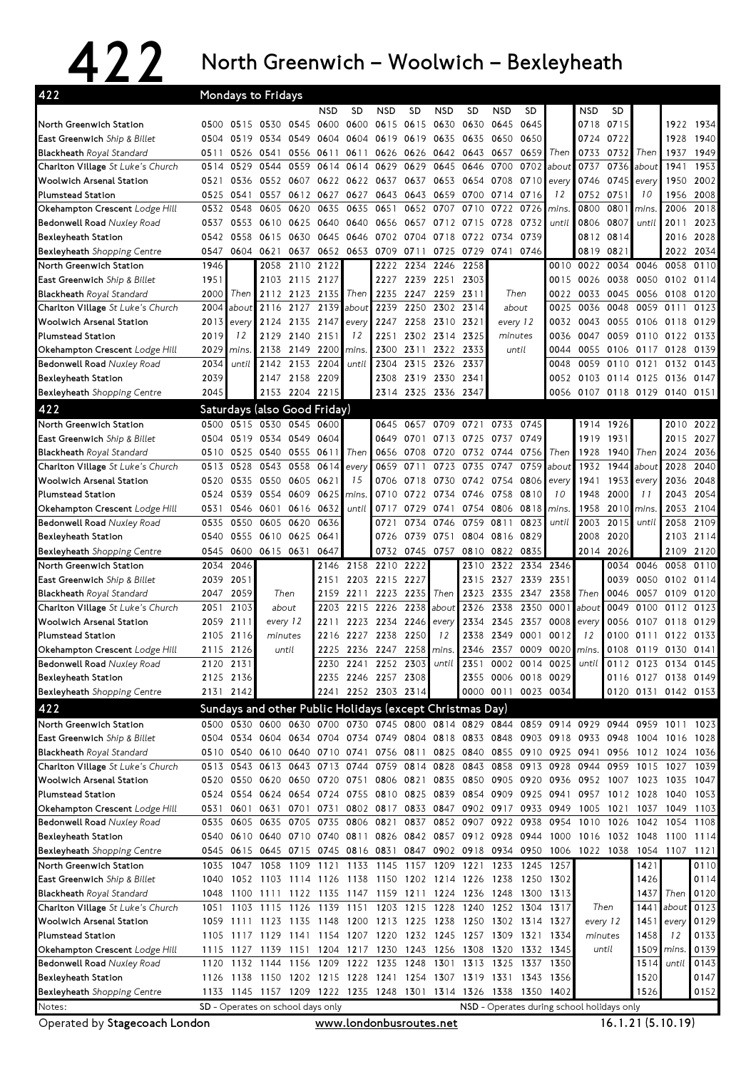# 422 North Greenwich – Woolwich – Bexleyheath

## 422 Mondays to Fridays

| | | | | | NSD | SD | NSD | SD | NSD | SD | NSD | SD | | NSD | SD | | | |
|---|---|---|---|---|---|---|---|---|---|---|---|---|---|---|---|---|---|---|
| North Greenwich Station | 0500 | 0515 | 0530 | 0545 | 0600 | 0600 | 0615 | 0615 | 0630 | 0630 | 0645 | 0645 | | 0718 | 0715 | | 1922 | 1934 |
| East Greenwich *Ship & Billet* | 0504 | 0519 | 0534 | 0549 | 0604 | 0604 | 0619 | 0619 | 0635 | 0635 | 0650 | 0650 | | 0724 | 0722 | | 1928 | 1940 |
| Blackheath *Royal Standard* | 0511 | 0526 | 0541 | 0556 | 0611 | 0611 | 0626 | 0626 | 0642 | 0643 | 0657 | 0659 | *Then* | 0733 | 0732 | *Then* | 1937 | 1949 |
| Charlton Village *St Luke's Church* | 0514 | 0529 | 0544 | 0559 | 0614 | 0614 | 0629 | 0629 | 0645 | 0646 | 0700 | 0702 | *about* | 0737 | 0736 | *about* | 1941 | 1953 |
| Woolwich Arsenal Station | 0521 | 0536 | 0552 | 0607 | 0622 | 0622 | 0637 | 0637 | 0653 | 0654 | 0708 | 0710 | *every* | 0746 | 0745 | *every* | 1950 | 2002 |
| Plumstead Station | 0525 | 0541 | 0557 | 0612 | 0627 | 0627 | 0643 | 0643 | 0659 | 0700 | 0714 | 0716 | *12* | 0752 | 0751 | *10* | 1956 | 2008 |
| Okehampton Crescent *Lodge Hill* | 0532 | 0548 | 0605 | 0620 | 0635 | 0635 | 0651 | 0652 | 0707 | 0710 | 0722 | 0726 | *mins.* | 0800 | 0801 | *mins.* | 2006 | 2018 |
| Bedonwell Road *Nuxley Road* | 0537 | 0553 | 0610 | 0625 | 0640 | 0640 | 0656 | 0657 | 0712 | 0715 | 0728 | 0732 | *until* | 0806 | 0807 | *until* | 2011 | 2023 |
| Bexleyheath Station | 0542 | 0558 | 0615 | 0630 | 0645 | 0646 | 0702 | 0704 | 0718 | 0722 | 0734 | 0739 | | 0812 | 0814 | | 2016 | 2028 |
| Bexleyheath *Shopping Centre* | 0547 | 0604 | 0621 | 0637 | 0652 | 0653 | 0709 | 0711 | 0725 | 0729 | 0741 | 0746 | | 0819 | 0821 | | 2022 | 2034 |

| | | | | | | | | | | | | | | | | | | |
|---|---|---|---|---|---|---|---|---|---|---|---|---|---|---|---|---|---|---|
| North Greenwich Station | 1946 | | 2058 | 2110 | 2122 | | 2222 | 2234 | 2246 | 2258 | | 0010 | 0022 | 0034 | 0046 | 0058 | 0110 |
| East Greenwich *Ship & Billet* | 1951 | | 2103 | 2115 | 2127 | | 2227 | 2239 | 2251 | 2303 | | 0015 | 0026 | 0038 | 0050 | 0102 | 0114 |
| Blackheath *Royal Standard* | 2000 | *Then* | 2112 | 2123 | 2135 | *Then* | 2235 | 2247 | 2259 | 2311 | *Then* | 0022 | 0033 | 0045 | 0056 | 0108 | 0120 |
| Charlton Village *St Luke's Church* | 2004 | *about* | 2116 | 2127 | 2139 | *about* | 2239 | 2250 | 2302 | 2314 | *about* | 0025 | 0036 | 0048 | 0059 | 0111 | 0123 |
| Woolwich Arsenal Station | 2013 | *every* | 2124 | 2135 | 2147 | *every* | 2247 | 2258 | 2310 | 2321 | *every 12* | 0032 | 0043 | 0055 | 0106 | 0118 | 0129 |
| Plumstead Station | 2019 | *12* | 2129 | 2140 | 2151 | *12* | 2251 | 2302 | 2314 | 2325 | *minutes* | 0036 | 0047 | 0059 | 0110 | 0122 | 0133 |
| Okehampton Crescent *Lodge Hill* | 2029 | *mins.* | 2138 | 2149 | 2200 | *mins.* | 2300 | 2311 | 2322 | 2333 | *until* | 0044 | 0055 | 0106 | 0117 | 0128 | 0139 |
| Bedonwell Road *Nuxley Road* | 2034 | *until* | 2142 | 2153 | 2204 | *until* | 2304 | 2315 | 2326 | 2337 | | 0048 | 0059 | 0110 | 0121 | 0132 | 0143 |
| Bexleyheath Station | 2039 | | 2147 | 2158 | 2209 | | 2308 | 2319 | 2330 | 2341 | | 0052 | 0103 | 0114 | 0125 | 0136 | 0147 |
| Bexleyheath *Shopping Centre* | 2045 | | 2153 | 2204 | 2215 | | 2314 | 2325 | 2336 | 2347 | | 0056 | 0107 | 0118 | 0129 | 0140 | 0151 |

## 422 Saturdays (also Good Friday)

| | | | | | | | | | | | | | | | | | | |
|---|---|---|---|---|---|---|---|---|---|---|---|---|---|---|---|---|---|---|
| North Greenwich Station | 0500 | 0515 | 0530 | 0545 | 0600 | | 0645 | 0657 | 0709 | 0721 | 0733 | 0745 | | 1914 | 1926 | | 2010 | 2022 |
| East Greenwich *Ship & Billet* | 0504 | 0519 | 0534 | 0549 | 0604 | | 0649 | 0701 | 0713 | 0725 | 0737 | 0749 | | 1919 | 1931 | | 2015 | 2027 |
| Blackheath *Royal Standard* | 0510 | 0525 | 0540 | 0555 | 0611 | *Then* | 0656 | 0708 | 0720 | 0732 | 0744 | 0756 | *Then* | 1928 | 1940 | *Then* | 2024 | 2036 |
| Charlton Village *St Luke's Church* | 0513 | 0528 | 0543 | 0558 | 0614 | *every* | 0659 | 0711 | 0723 | 0735 | 0747 | 0759 | *about* | 1932 | 1944 | *about* | 2028 | 2040 |
| Woolwich Arsenal Station | 0520 | 0535 | 0550 | 0605 | 0621 | *15* | 0706 | 0718 | 0730 | 0742 | 0754 | 0806 | *every* | 1941 | 1953 | *every* | 2036 | 2048 |
| Plumstead Station | 0524 | 0539 | 0554 | 0609 | 0625 | *mins.* | 0710 | 0722 | 0734 | 0746 | 0758 | 0810 | *10* | 1948 | 2000 | *11* | 2043 | 2054 |
| Okehampton Crescent *Lodge Hill* | 0531 | 0546 | 0601 | 0616 | 0632 | *until* | 0717 | 0729 | 0741 | 0754 | 0806 | 0818 | *mins.* | 1958 | 2010 | *mins.* | 2053 | 2104 |
| Bedonwell Road *Nuxley Road* | 0535 | 0550 | 0605 | 0620 | 0636 | | 0721 | 0734 | 0746 | 0759 | 0811 | 0823 | *until* | 2003 | 2015 | *until* | 2058 | 2109 |
| Bexleyheath Station | 0540 | 0555 | 0610 | 0625 | 0641 | | 0726 | 0739 | 0751 | 0804 | 0816 | 0829 | | 2008 | 2020 | | 2103 | 2114 |
| Bexleyheath *Shopping Centre* | 0545 | 0600 | 0615 | 0631 | 0647 | | 0732 | 0745 | 0757 | 0810 | 0822 | 0835 | | 2014 | 2026 | | 2109 | 2120 |

| | | | | | | | | | | | | | | | | | | | |
|---|---|---|---|---|---|---|---|---|---|---|---|---|---|---|---|---|---|---|---|
| North Greenwich Station | 2034 | 2046 | | 2146 | 2158 | 2210 | 2222 | | 2310 | 2322 | 2334 | 2346 | | 0034 | 0046 | 0058 | 0110 |
| East Greenwich *Ship & Billet* | 2039 | 2051 | | 2151 | 2203 | 2215 | 2227 | | 2315 | 2327 | 2339 | 2351 | | 0039 | 0050 | 0102 | 0114 |
| Blackheath *Royal Standard* | 2047 | 2059 | *Then* | 2159 | 2211 | 2223 | 2235 | *Then* | 2323 | 2335 | 2347 | 2358 | *Then* | 0046 | 0057 | 0109 | 0120 |
| Charlton Village *St Luke's Church* | 2051 | 2103 | *about* | 2203 | 2215 | 2226 | 2238 | *about* | 2326 | 2338 | 2350 | 0001 | *about* | 0049 | 0100 | 0112 | 0123 |
| Woolwich Arsenal Station | 2059 | 2111 | *every 12* | 2211 | 2223 | 2234 | 2246 | *every* | 2334 | 2345 | 2357 | 0008 | *every* | 0056 | 0107 | 0118 | 0129 |
| Plumstead Station | 2105 | 2116 | *minutes* | 2216 | 2227 | 2238 | 2250 | *12* | 2338 | 2349 | 0001 | 0012 | *12* | 0100 | 0111 | 0122 | 0133 |
| Okehampton Crescent *Lodge Hill* | 2115 | 2126 | *until* | 2225 | 2236 | 2247 | 2258 | *mins.* | 2346 | 2357 | 0009 | 0020 | *mins.* | 0108 | 0119 | 0130 | 0141 |
| Bedonwell Road *Nuxley Road* | 2120 | 2131 | | 2230 | 2241 | 2252 | 2303 | *until* | 2351 | 0002 | 0014 | 0025 | *until* | 0112 | 0123 | 0134 | 0145 |
| Bexleyheath Station | 2125 | 2136 | | 2235 | 2246 | 2257 | 2308 | | 2355 | 0006 | 0018 | 0029 | | 0116 | 0127 | 0138 | 0149 |
| Bexleyheath *Shopping Centre* | 2131 | 2142 | | 2241 | 2252 | 2303 | 2314 | | 0000 | 0011 | 0023 | 0034 | | 0120 | 0131 | 0142 | 0153 |

## 422 Sundays and other Public Holidays (except Christmas Day)

| | | | | | | | | | | | | | | | | | | | |
|---|---|---|---|---|---|---|---|---|---|---|---|---|---|---|---|---|---|---|---|
| North Greenwich Station | 0500 | 0530 | 0600 | 0630 | 0700 | 0730 | 0745 | 0800 | 0814 | 0829 | 0844 | 0859 | 0914 | 0929 | 0944 | 0959 | 1011 | 1023 |
| East Greenwich *Ship & Billet* | 0504 | 0534 | 0604 | 0634 | 0704 | 0734 | 0749 | 0804 | 0818 | 0833 | 0848 | 0903 | 0918 | 0933 | 0948 | 1004 | 1016 | 1028 |
| Blackheath *Royal Standard* | 0510 | 0540 | 0610 | 0640 | 0710 | 0741 | 0756 | 0811 | 0825 | 0840 | 0855 | 0910 | 0925 | 0941 | 0956 | 1012 | 1024 | 1036 |
| Charlton Village *St Luke's Church* | 0513 | 0543 | 0613 | 0643 | 0713 | 0744 | 0759 | 0814 | 0828 | 0843 | 0858 | 0913 | 0928 | 0944 | 0959 | 1015 | 1027 | 1039 |
| Woolwich Arsenal Station | 0520 | 0550 | 0620 | 0650 | 0720 | 0751 | 0806 | 0821 | 0835 | 0850 | 0905 | 0920 | 0936 | 0952 | 1007 | 1023 | 1035 | 1047 |
| Plumstead Station | 0524 | 0554 | 0624 | 0654 | 0724 | 0755 | 0810 | 0825 | 0839 | 0854 | 0909 | 0925 | 0941 | 0957 | 1012 | 1028 | 1040 | 1053 |
| Okehampton Crescent *Lodge Hill* | 0531 | 0601 | 0631 | 0701 | 0731 | 0802 | 0817 | 0833 | 0847 | 0902 | 0917 | 0933 | 0949 | 1005 | 1021 | 1037 | 1049 | 1103 |
| Bedonwell Road *Nuxley Road* | 0535 | 0605 | 0635 | 0705 | 0735 | 0806 | 0821 | 0837 | 0852 | 0907 | 0922 | 0938 | 0954 | 1010 | 1026 | 1042 | 1054 | 1108 |
| Bexleyheath Station | 0540 | 0610 | 0640 | 0710 | 0740 | 0811 | 0826 | 0842 | 0857 | 0912 | 0928 | 0944 | 1000 | 1016 | 1032 | 1048 | 1100 | 1114 |
| Bexleyheath *Shopping Centre* | 0545 | 0615 | 0645 | 0715 | 0745 | 0816 | 0831 | 0847 | 0902 | 0918 | 0934 | 0950 | 1006 | 1022 | 1038 | 1054 | 1107 | 1121 |

| | | | | | | | | | | | | | | | | | |
|---|---|---|---|---|---|---|---|---|---|---|---|---|---|---|---|---|---|
| North Greenwich Station | 1035 | 1047 | 1058 | 1109 | 1121 | 1133 | 1145 | 1157 | 1209 | 1221 | 1233 | 1245 | 1257 | | 1421 | | 0110 |
| East Greenwich *Ship & Billet* | 1040 | 1052 | 1103 | 1114 | 1126 | 1138 | 1150 | 1202 | 1214 | 1226 | 1238 | 1250 | 1302 | | 1426 | | 0114 |
| Blackheath *Royal Standard* | 1048 | 1100 | 1111 | 1122 | 1135 | 1147 | 1159 | 1211 | 1224 | 1236 | 1248 | 1300 | 1313 | | 1437 | *Then* | 0120 |
| Charlton Village *St Luke's Church* | 1051 | 1103 | 1115 | 1126 | 1139 | 1151 | 1203 | 1215 | 1228 | 1240 | 1252 | 1304 | 1317 | *Then* | 1441 | *about* | 0123 |
| Woolwich Arsenal Station | 1059 | 1111 | 1123 | 1135 | 1148 | 1200 | 1213 | 1225 | 1238 | 1250 | 1302 | 1314 | 1327 | *every 12* | 1451 | *every* | 0129 |
| Plumstead Station | 1105 | 1117 | 1129 | 1141 | 1154 | 1207 | 1220 | 1232 | 1245 | 1257 | 1309 | 1321 | 1334 | *minutes* | 1458 | *12* | 0133 |
| Okehampton Crescent *Lodge Hill* | 1115 | 1127 | 1139 | 1151 | 1204 | 1217 | 1230 | 1243 | 1256 | 1308 | 1320 | 1332 | 1345 | *until* | 1509 | *mins.* | 0139 |
| Bedonwell Road *Nuxley Road* | 1120 | 1132 | 1144 | 1156 | 1209 | 1222 | 1235 | 1248 | 1301 | 1313 | 1325 | 1337 | 1350 | | 1514 | *until* | 0143 |
| Bexleyheath Station | 1126 | 1138 | 1150 | 1202 | 1215 | 1228 | 1241 | 1254 | 1307 | 1319 | 1331 | 1343 | 1356 | | 1520 | | 0147 |
| Bexleyheath *Shopping Centre* | 1133 | 1145 | 1157 | 1209 | 1222 | 1235 | 1248 | 1301 | 1314 | 1326 | 1338 | 1350 | 1402 | | 1526 | | 0152 |

Notes: SD - Operates on school days only. NSD - Operates during school holidays only

Operated by **Stagecoach London** www.londonbusroutes.net 16.1.21 (5.10.19)